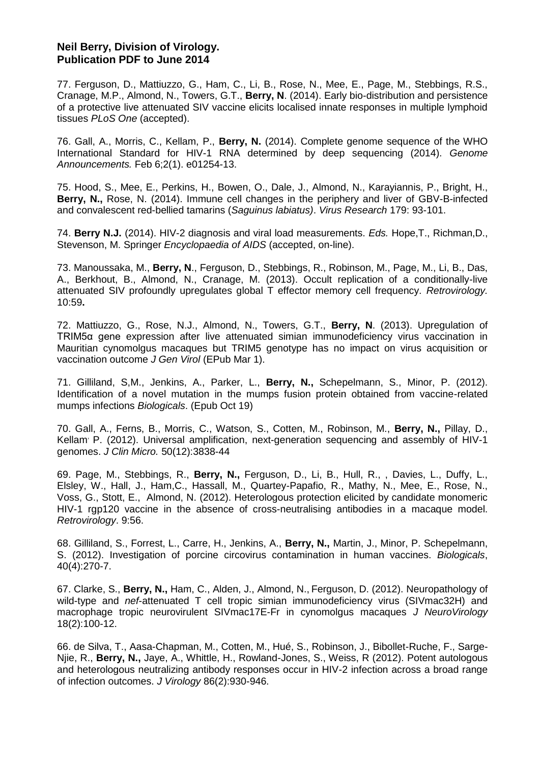**Neil Berry, Division of Virology.**
**Publication PDF to June 2014**

77. Ferguson, D., Mattiuzzo, G., Ham, C., Li, B., Rose, N., Mee, E., Page, M., Stebbings, R.S., Cranage, M.P., Almond, N., Towers, G.T., **Berry, N**. (2014). Early bio-distribution and persistence of a protective live attenuated SIV vaccine elicits localised innate responses in multiple lymphoid tissues *PLoS One* (accepted).

76. Gall, A., Morris, C., Kellam, P., **Berry, N.** (2014). Complete genome sequence of the WHO International Standard for HIV-1 RNA determined by deep sequencing (2014). *Genome Announcements.* Feb 6;2(1). e01254-13.

75. Hood, S., Mee, E., Perkins, H., Bowen, O., Dale, J., Almond, N., Karayiannis, P., Bright, H., **Berry, N.,** Rose, N. (2014). Immune cell changes in the periphery and liver of GBV-B-infected and convalescent red-bellied tamarins (*Saguinus labiatus)*. *Virus Research* 179: 93-101.

74. **Berry N.J.** (2014). HIV-2 diagnosis and viral load measurements. *Eds.* Hope,T., Richman,D., Stevenson, M. Springer *Encyclopaedia of AIDS* (accepted, on-line).

73. Manoussaka, M., **Berry, N**., Ferguson, D., Stebbings, R., Robinson, M., Page, M., Li, B., Das, A., Berkhout, B., Almond, N., Cranage, M. (2013). Occult replication of a conditionally-live attenuated SIV profoundly upregulates global T effector memory cell frequency. *Retrovirology.* 10:59**.**

72. Mattiuzzo, G., Rose, N.J., Almond, N., Towers, G.T., **Berry, N**. (2013). Upregulation of TRIM5α gene expression after live attenuated simian immunodeficiency virus vaccination in Mauritian cynomolgus macaques but TRIM5 genotype has no impact on virus acquisition or vaccination outcome *J Gen Virol* (EPub Mar 1).

71. Gilliland, S,M., Jenkins, A., Parker, L., **Berry, N.,** Schepelmann, S., Minor, P. (2012). Identification of a novel mutation in the mumps fusion protein obtained from vaccine-related mumps infections *Biologicals*. (Epub Oct 19)

70. Gall, A., Ferns, B., Morris, C., Watson, S., Cotten, M., Robinson, M., **Berry, N.,** Pillay, D., Kellam, P. (2012). Universal amplification, next-generation sequencing and assembly of HIV-1 genomes. *J Clin Micro.* 50(12):3838-44

69. Page, M., Stebbings, R., **Berry, N.,** Ferguson, D., Li, B., Hull, R., , Davies, L., Duffy, L., Elsley, W., Hall, J., Ham,C., Hassall, M., Quartey-Papafio, R., Mathy, N., Mee, E., Rose, N., Voss, G., Stott, E., Almond, N. (2012). Heterologous protection elicited by candidate monomeric HIV-1 rgp120 vaccine in the absence of cross-neutralising antibodies in a macaque model. *Retrovirology*. 9:56.

68. Gilliland, S., Forrest, L., Carre, H., Jenkins, A., **Berry, N.,** Martin, J., Minor, P. Schepelmann, S. (2012). Investigation of porcine circovirus contamination in human vaccines. *Biologicals*, 40(4):270-7.

67. Clarke, S., **Berry, N.,** Ham, C., Alden, J., Almond, N., Ferguson, D. (2012). Neuropathology of wild-type and *nef*-attenuated T cell tropic simian immunodeficiency virus (SIVmac32H) and macrophage tropic neurovirulent SIVmac17E-Fr in cynomolgus macaques *J NeuroVirology* 18(2):100-12.

66. de Silva, T., Aasa-Chapman, M., Cotten, M., Hué, S., Robinson, J., Bibollet-Ruche, F., Sarge-Njie, R., **Berry, N.,** Jaye, A., Whittle, H., Rowland-Jones, S., Weiss, R (2012). Potent autologous and heterologous neutralizing antibody responses occur in HIV-2 infection across a broad range of infection outcomes. *J Virology* 86(2):930-946.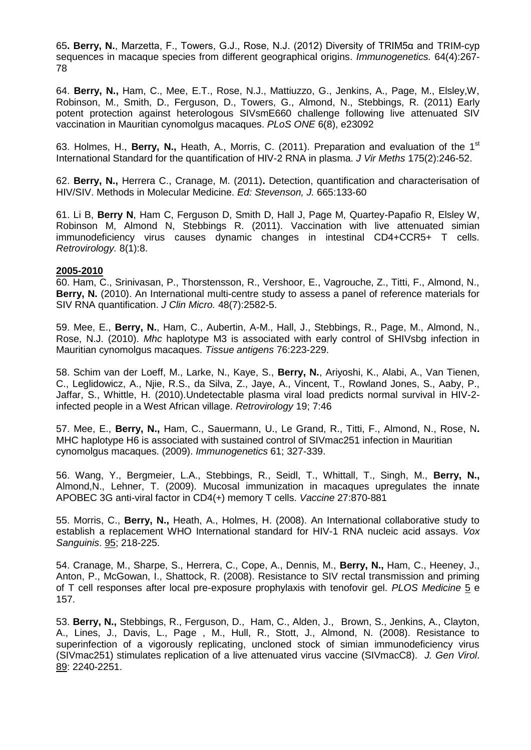65**. Berry, N.**, Marzetta, F., Towers, G.J., Rose, N.J. (2012) Diversity of TRIM5α and TRIM-cyp sequences in macaque species from different geographical origins. *Immunogenetics.* 64(4):267-78

64. **Berry, N.,** Ham, C., Mee, E.T., Rose, N.J., Mattiuzzo, G., Jenkins, A., Page, M., Elsley,W, Robinson, M., Smith, D., Ferguson, D., Towers, G., Almond, N., Stebbings, R. (2011) Early potent protection against heterologous SIVsmE660 challenge following live attenuated SIV vaccination in Mauritian cynomolgus macaques. *PLoS ONE* 6(8), e23092

63. Holmes, H., **Berry, N.,** Heath, A., Morris, C. (2011). Preparation and evaluation of the 1st International Standard for the quantification of HIV-2 RNA in plasma. *J Vir Meths* 175(2):246-52.

62. **Berry, N.,** Herrera C., Cranage, M. (2011)**.** Detection, quantification and characterisation of HIV/SIV. Methods in Molecular Medicine. *Ed: Stevenson, J.* 665:133-60

61. Li B, **Berry N**, Ham C, Ferguson D, Smith D, Hall J, Page M, Quartey-Papafio R, Elsley W, Robinson M, Almond N, Stebbings R. (2011). Vaccination with live attenuated simian immunodeficiency virus causes dynamic changes in intestinal CD4+CCR5+ T cells. *Retrovirology.* 8(1):8.

**2005-2010**

60. Ham, C., Srinivasan, P., Thorstensson, R., Vershoor, E., Vagrouche, Z., Titti, F., Almond, N., **Berry, N.** (2010). An International multi-centre study to assess a panel of reference materials for SIV RNA quantification. *J Clin Micro.* 48(7):2582-5.

59. Mee, E., **Berry, N.**, Ham, C., Aubertin, A-M., Hall, J., Stebbings, R., Page, M., Almond, N., Rose, N.J. (2010). *Mhc* haplotype M3 is associated with early control of SHIVsbg infection in Mauritian cynomolgus macaques. *Tissue antigens* 76:223-229.

58. Schim van der Loeff, M., Larke, N., Kaye, S., **Berry, N.**, Ariyoshi, K., Alabi, A., Van Tienen, C., Leglidowicz, A., Njie, R.S., da Silva, Z., Jaye, A., Vincent, T., Rowland Jones, S., Aaby, P., Jaffar, S., Whittle, H. (2010).Undetectable plasma viral load predicts normal survival in HIV-2-infected people in a West African village. *Retrovirology* 19; 7:46

57. Mee, E., **Berry, N.,** Ham, C., Sauermann, U., Le Grand, R., Titti, F., Almond, N., Rose, N**.** MHC haplotype H6 is associated with sustained control of SIVmac251 infection in Mauritian cynomolgus macaques. (2009). *Immunogenetics* 61; 327-339.

56. Wang, Y., Bergmeier, L.A., Stebbings, R., Seidl, T., Whittall, T., Singh, M., **Berry, N.,** Almond,N., Lehner, T. (2009). Mucosal immunization in macaques upregulates the innate APOBEC 3G anti-viral factor in CD4(+) memory T cells. *Vaccine* 27:870-881

55. Morris, C., **Berry, N.,** Heath, A., Holmes, H. (2008). An International collaborative study to establish a replacement WHO International standard for HIV-1 RNA nucleic acid assays. *Vox Sanguinis*. 95; 218-225.

54. Cranage, M., Sharpe, S., Herrera, C., Cope, A., Dennis, M., **Berry, N.,** Ham, C., Heeney, J., Anton, P., McGowan, I., Shattock, R. (2008). Resistance to SIV rectal transmission and priming of T cell responses after local pre-exposure prophylaxis with tenofovir gel. *PLOS Medicine* 5 e 157.

53. **Berry, N.,** Stebbings, R., Ferguson, D., Ham, C., Alden, J., Brown, S., Jenkins, A., Clayton, A., Lines, J., Davis, L., Page , M., Hull, R., Stott, J., Almond, N. (2008). Resistance to superinfection of a vigorously replicating, uncloned stock of simian immunodeficiency virus (SIVmac251) stimulates replication of a live attenuated virus vaccine (SIVmacC8). *J. Gen Virol*. 89: 2240-2251.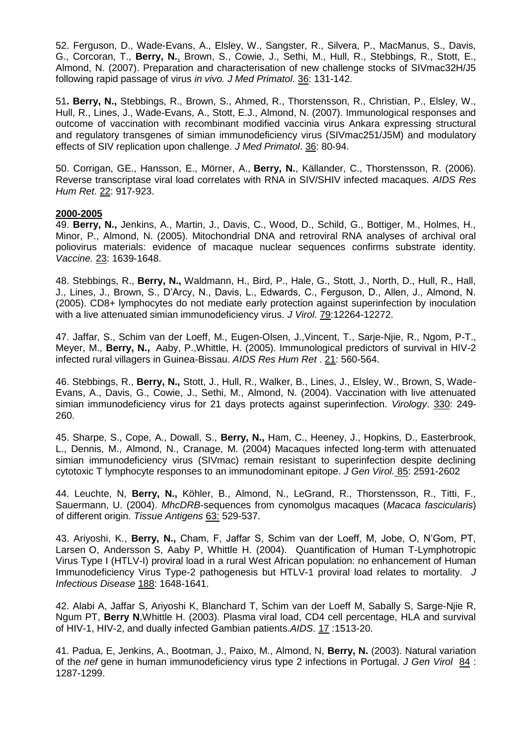52. Ferguson, D., Wade-Evans, A., Elsley, W., Sangster, R., Silvera, P., MacManus, S., Davis, G., Corcoran, T., **Berry, N.**, Brown, S., Cowie, J., Sethi, M., Hull, R., Stebbings, R., Stott, E., Almond, N. (2007). Preparation and characterisation of new challenge stocks of SIVmac32H/J5 following rapid passage of virus *in vivo. J Med Primatol*. 36: 131-142.

51**. Berry, N.,** Stebbings, R., Brown, S., Ahmed, R., Thorstensson, R., Christian, P., Elsley, W., Hull, R., Lines, J., Wade-Evans, A., Stott, E.J., Almond, N. (2007). Immunological responses and outcome of vaccination with recombinant modified vaccinia virus Ankara expressing structural and regulatory transgenes of simian immunodeficiency virus (SIVmac251/J5M) and modulatory effects of SIV replication upon challenge. *J Med Primatol*. 36: 80-94.

50. Corrigan, GE., Hansson, E., Mörner, A., **Berry, N.**, Källander, C., Thorstensson, R. (2006). Reverse transcriptase viral load correlates with RNA in SIV/SHIV infected macaques. *AIDS Res Hum Ret*. 22: 917-923.

**2000-2005**

49. **Berry, N.,** Jenkins, A., Martin, J., Davis, C., Wood, D., Schild, G., Bottiger, M., Holmes, H., Minor, P., Almond, N. (2005). Mitochondrial DNA and retroviral RNA analyses of archival oral poliovirus materials: evidence of macaque nuclear sequences confirms substrate identity. *Vaccine.* 23: 1639-1648.

48. Stebbings, R., **Berry, N.,** Waldmann, H., Bird, P., Hale, G., Stott, J., North, D., Hull, R., Hall, J., Lines, J., Brown, S., D'Arcy, N., Davis, L., Edwards, C., Ferguson, D., Allen, J., Almond, N. (2005). CD8+ lymphocytes do not mediate early protection against superinfection by inoculation with a live attenuated simian immunodeficiency virus. *J Virol*. 79:12264-12272.

47. Jaffar, S., Schim van der Loeff, M., Eugen-Olsen, J.,Vincent, T., Sarje-Njie, R., Ngom, P-T., Meyer, M., **Berry, N.,** Aaby, P.,Whittle, H. (2005). Immunological predictors of survival in HIV-2 infected rural villagers in Guinea-Bissau. *AIDS Res Hum Ret* . 21: 560-564.

46. Stebbings, R., **Berry, N.,** Stott, J., Hull, R., Walker, B., Lines, J., Elsley, W., Brown, S, Wade-Evans, A., Davis, G., Cowie, J., Sethi, M., Almond, N. (2004). Vaccination with live attenuated simian immunodeficiency virus for 21 days protects against superinfection. *Virology*. 330: 249-260.

45. Sharpe, S., Cope, A., Dowall, S., **Berry, N.,** Ham, C., Heeney, J., Hopkins, D., Easterbrook, L., Dennis, M., Almond, N., Cranage, M. (2004) Macaques infected long-term with attenuated simian immunodeficiency virus (SIVmac) remain resistant to superinfection despite declining cytotoxic T lymphocyte responses to an immunodominant epitope. *J Gen Virol.* 85: 2591-2602

44. Leuchte, N, **Berry, N.,** Köhler, B., Almond, N., LeGrand, R., Thorstensson, R., Titti, F., Sauermann, U. (2004). *MhcDRB*-sequences from cynomolgus macaques (*Macaca fascicularis*) of different origin. *Tissue Antigens* 63: 529-537.

43. Ariyoshi, K., **Berry, N.,** Cham, F, Jaffar S, Schim van der Loeff, M, Jobe, O, N'Gom, PT, Larsen O, Andersson S, Aaby P, Whittle H. (2004). Quantification of Human T-Lymphotropic Virus Type I (HTLV-I) proviral load in a rural West African population: no enhancement of Human Immunodeficiency Virus Type-2 pathogenesis but HTLV-1 proviral load relates to mortality. *J Infectious Disease* 188: 1648-1641.

42. Alabi A, Jaffar S, Ariyoshi K, Blanchard T, Schim van der Loeff M, Sabally S, Sarge-Njie R, Ngum PT, **Berry N**,Whittle H. (2003). Plasma viral load, CD4 cell percentage, HLA and survival of HIV-1, HIV-2, and dually infected Gambian patients.*AIDS*. 17 :1513-20.

41. Padua, E, Jenkins, A., Bootman, J., Paixo, M., Almond, N, **Berry, N.** (2003). Natural variation of the *nef* gene in human immunodeficiency virus type 2 infections in Portugal. *J Gen Virol* 84 : 1287-1299.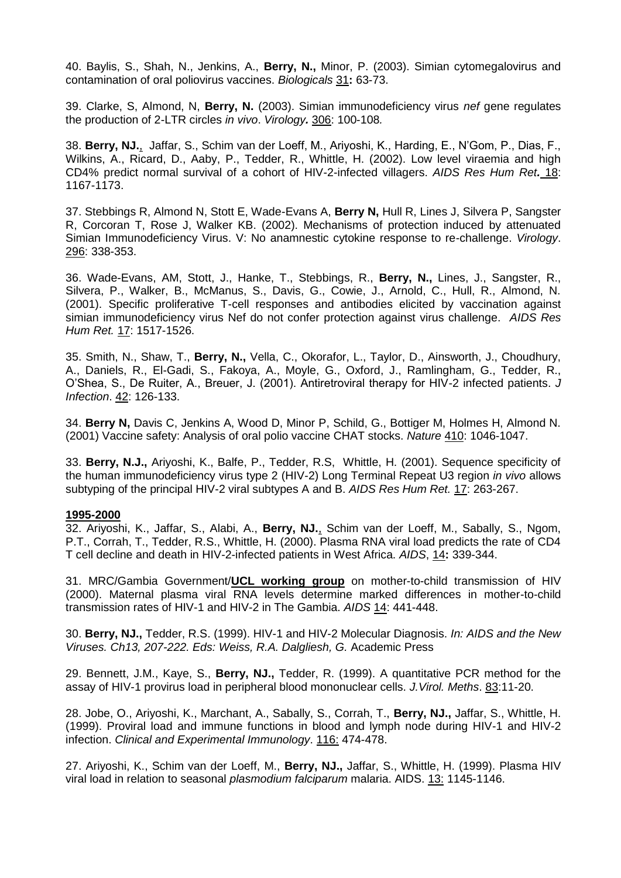40. Baylis, S., Shah, N., Jenkins, A., **Berry, N.,** Minor, P. (2003). Simian cytomegalovirus and contamination of oral poliovirus vaccines. *Biologicals* 31**:** 63-73.

39. Clarke, S, Almond, N, **Berry, N.** (2003). Simian immunodeficiency virus *nef* gene regulates the production of 2-LTR circles *in vivo*. *Virology.* 306: 100-108.

38. **Berry, NJ.**, Jaffar, S., Schim van der Loeff, M., Ariyoshi, K., Harding, E., N'Gom, P., Dias, F., Wilkins, A., Ricard, D., Aaby, P., Tedder, R., Whittle, H. (2002). Low level viraemia and high CD4% predict normal survival of a cohort of HIV-2-infected villagers. *AIDS Res Hum Ret.* 18: 1167-1173.

37. Stebbings R, Almond N, Stott E, Wade-Evans A, **Berry N,** Hull R, Lines J, Silvera P, Sangster R, Corcoran T, Rose J, Walker KB. (2002). Mechanisms of protection induced by attenuated Simian Immunodeficiency Virus. V: No anamnestic cytokine response to re-challenge. *Virology*. 296: 338-353.

36. Wade-Evans, AM, Stott, J., Hanke, T., Stebbings, R., **Berry, N.,** Lines, J., Sangster, R., Silvera, P., Walker, B., McManus, S., Davis, G., Cowie, J., Arnold, C., Hull, R., Almond, N. (2001). Specific proliferative T-cell responses and antibodies elicited by vaccination against simian immunodeficiency virus Nef do not confer protection against virus challenge. *AIDS Res Hum Ret.* 17: 1517-1526.

35. Smith, N., Shaw, T., **Berry, N.,** Vella, C., Okorafor, L., Taylor, D., Ainsworth, J., Choudhury, A., Daniels, R., El-Gadi, S., Fakoya, A., Moyle, G., Oxford, J., Ramlingham, G., Tedder, R., O'Shea, S., De Ruiter, A., Breuer, J. (2001). Antiretroviral therapy for HIV-2 infected patients. *J Infection*. 42: 126-133.

34. **Berry N,** Davis C, Jenkins A, Wood D, Minor P, Schild, G., Bottiger M, Holmes H, Almond N. (2001) Vaccine safety: Analysis of oral polio vaccine CHAT stocks. *Nature* 410: 1046-1047.

33. **Berry, N.J.,** Ariyoshi, K., Balfe, P., Tedder, R.S, Whittle, H. (2001). Sequence specificity of the human immunodeficiency virus type 2 (HIV-2) Long Terminal Repeat U3 region *in vivo* allows subtyping of the principal HIV-2 viral subtypes A and B. *AIDS Res Hum Ret.* 17: 263-267.

**1995-2000**

32. Ariyoshi, K., Jaffar, S., Alabi, A., **Berry, NJ.**, Schim van der Loeff, M., Sabally, S., Ngom, P.T., Corrah, T., Tedder, R.S., Whittle, H. (2000). Plasma RNA viral load predicts the rate of CD4 T cell decline and death in HIV-2-infected patients in West Africa. *AIDS*, 14**:** 339-344.

31. MRC/Gambia Government/**UCL working group** on mother-to-child transmission of HIV (2000). Maternal plasma viral RNA levels determine marked differences in mother-to-child transmission rates of HIV-1 and HIV-2 in The Gambia. *AIDS* 14: 441-448.

30. **Berry, NJ.,** Tedder, R.S. (1999). HIV-1 and HIV-2 Molecular Diagnosis. *In: AIDS and the New Viruses. Ch13, 207-222. Eds: Weiss, R.A. Dalgliesh, G.* Academic Press

29. Bennett, J.M., Kaye, S., **Berry, NJ.,** Tedder, R. (1999). A quantitative PCR method for the assay of HIV-1 provirus load in peripheral blood mononuclear cells. *J.Virol. Meths*. 83:11-20.

28. Jobe, O., Ariyoshi, K., Marchant, A., Sabally, S., Corrah, T., **Berry, NJ.,** Jaffar, S., Whittle, H. (1999). Proviral load and immune functions in blood and lymph node during HIV-1 and HIV-2 infection. *Clinical and Experimental Immunology*. 116: 474-478.

27. Ariyoshi, K., Schim van der Loeff, M., **Berry, NJ.,** Jaffar, S., Whittle, H. (1999). Plasma HIV viral load in relation to seasonal *plasmodium falciparum* malaria. AIDS. 13: 1145-1146.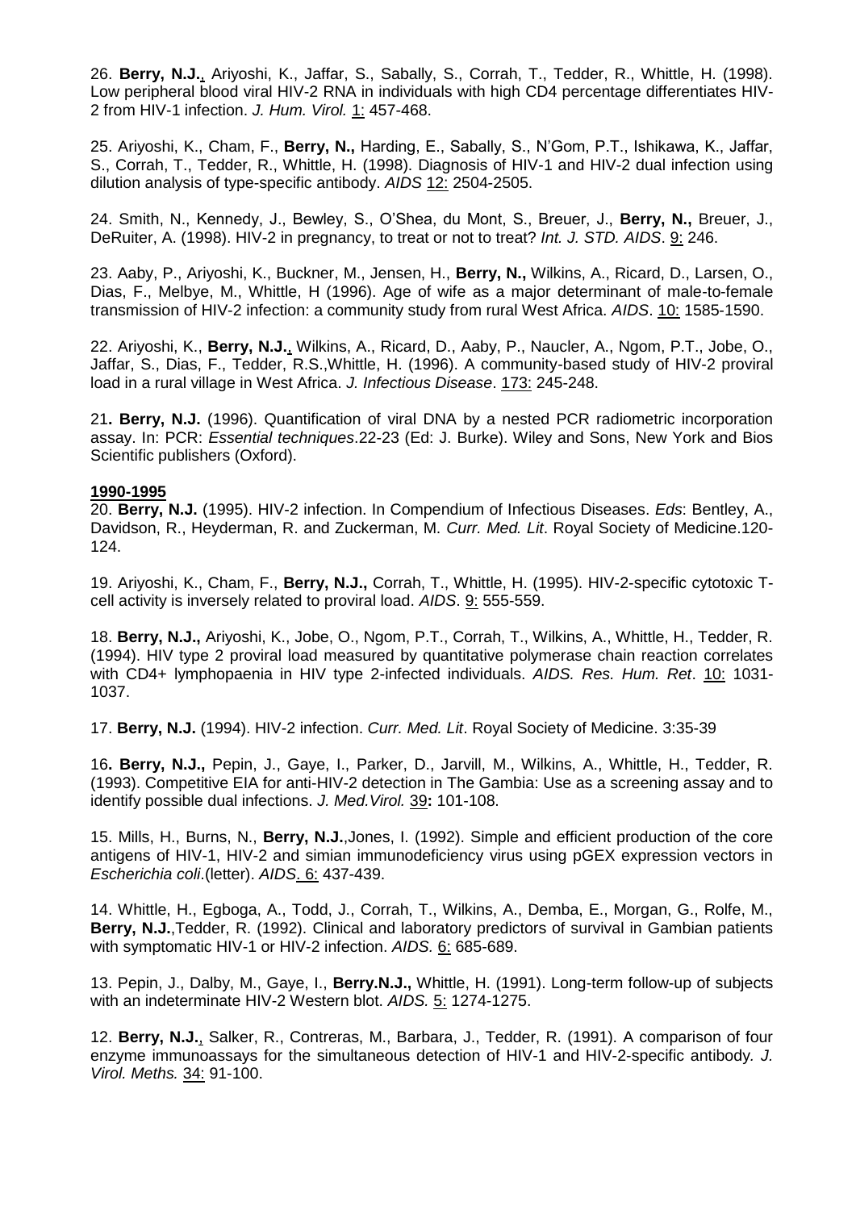26. **Berry, N.J.**, Ariyoshi, K., Jaffar, S., Sabally, S., Corrah, T., Tedder, R., Whittle, H. (1998). Low peripheral blood viral HIV-2 RNA in individuals with high CD4 percentage differentiates HIV-2 from HIV-1 infection. *J. Hum. Virol.* 1: 457-468.

25. Ariyoshi, K., Cham, F., **Berry, N.,** Harding, E., Sabally, S., N'Gom, P.T., Ishikawa, K., Jaffar, S., Corrah, T., Tedder, R., Whittle, H. (1998). Diagnosis of HIV-1 and HIV-2 dual infection using dilution analysis of type-specific antibody. *AIDS* 12: 2504-2505.

24. Smith, N., Kennedy, J., Bewley, S., O'Shea, du Mont, S., Breuer, J., **Berry, N.,** Breuer, J., DeRuiter, A. (1998). HIV-2 in pregnancy, to treat or not to treat? *Int. J. STD. AIDS*. 9: 246.

23. Aaby, P., Ariyoshi, K., Buckner, M., Jensen, H., **Berry, N.,** Wilkins, A., Ricard, D., Larsen, O., Dias, F., Melbye, M., Whittle, H (1996). Age of wife as a major determinant of male-to-female transmission of HIV-2 infection: a community study from rural West Africa. *AIDS*. 10: 1585-1590.

22. Ariyoshi, K., **Berry, N.J.**, Wilkins, A., Ricard, D., Aaby, P., Naucler, A., Ngom, P.T., Jobe, O., Jaffar, S., Dias, F., Tedder, R.S.,Whittle, H. (1996). A community-based study of HIV-2 proviral load in a rural village in West Africa. *J. Infectious Disease*. 173: 245-248.

21**. Berry, N.J.** (1996). Quantification of viral DNA by a nested PCR radiometric incorporation assay. In: PCR: *Essential techniques*.22-23 (Ed: J. Burke). Wiley and Sons, New York and Bios Scientific publishers (Oxford).

**1990-1995**

20. **Berry, N.J.** (1995). HIV-2 infection. In Compendium of Infectious Diseases. *Eds*: Bentley, A., Davidson, R., Heyderman, R. and Zuckerman, M. *Curr. Med. Lit*. Royal Society of Medicine.120-124.

19. Ariyoshi, K., Cham, F., **Berry, N.J.,** Corrah, T., Whittle, H. (1995). HIV-2-specific cytotoxic T-cell activity is inversely related to proviral load. *AIDS*. 9: 555-559.

18. **Berry, N.J.,** Ariyoshi, K., Jobe, O., Ngom, P.T., Corrah, T., Wilkins, A., Whittle, H., Tedder, R. (1994). HIV type 2 proviral load measured by quantitative polymerase chain reaction correlates with CD4+ lymphopaenia in HIV type 2-infected individuals. *AIDS. Res. Hum. Ret*. 10: 1031-1037.

17. **Berry, N.J.** (1994). HIV-2 infection. *Curr. Med. Lit*. Royal Society of Medicine. 3:35-39

16**. Berry, N.J.,** Pepin, J., Gaye, I., Parker, D., Jarvill, M., Wilkins, A., Whittle, H., Tedder, R. (1993). Competitive EIA for anti-HIV-2 detection in The Gambia: Use as a screening assay and to identify possible dual infections. *J. Med.Virol.* 39**:** 101-108.

15. Mills, H., Burns, N., **Berry, N.J.**,Jones, I. (1992). Simple and efficient production of the core antigens of HIV-1, HIV-2 and simian immunodeficiency virus using pGEX expression vectors in *Escherichia coli*.(letter). *AIDS*. 6: 437-439.

14. Whittle, H., Egboga, A., Todd, J., Corrah, T., Wilkins, A., Demba, E., Morgan, G., Rolfe, M., **Berry, N.J.**,Tedder, R. (1992). Clinical and laboratory predictors of survival in Gambian patients with symptomatic HIV-1 or HIV-2 infection. *AIDS.* 6: 685-689.

13. Pepin, J., Dalby, M., Gaye, I., **Berry.N.J.,** Whittle, H. (1991). Long-term follow-up of subjects with an indeterminate HIV-2 Western blot. *AIDS.* 5: 1274-1275.

12. **Berry, N.J.**, Salker, R., Contreras, M., Barbara, J., Tedder, R. (1991). A comparison of four enzyme immunoassays for the simultaneous detection of HIV-1 and HIV-2-specific antibody. *J. Virol. Meths.* 34: 91-100.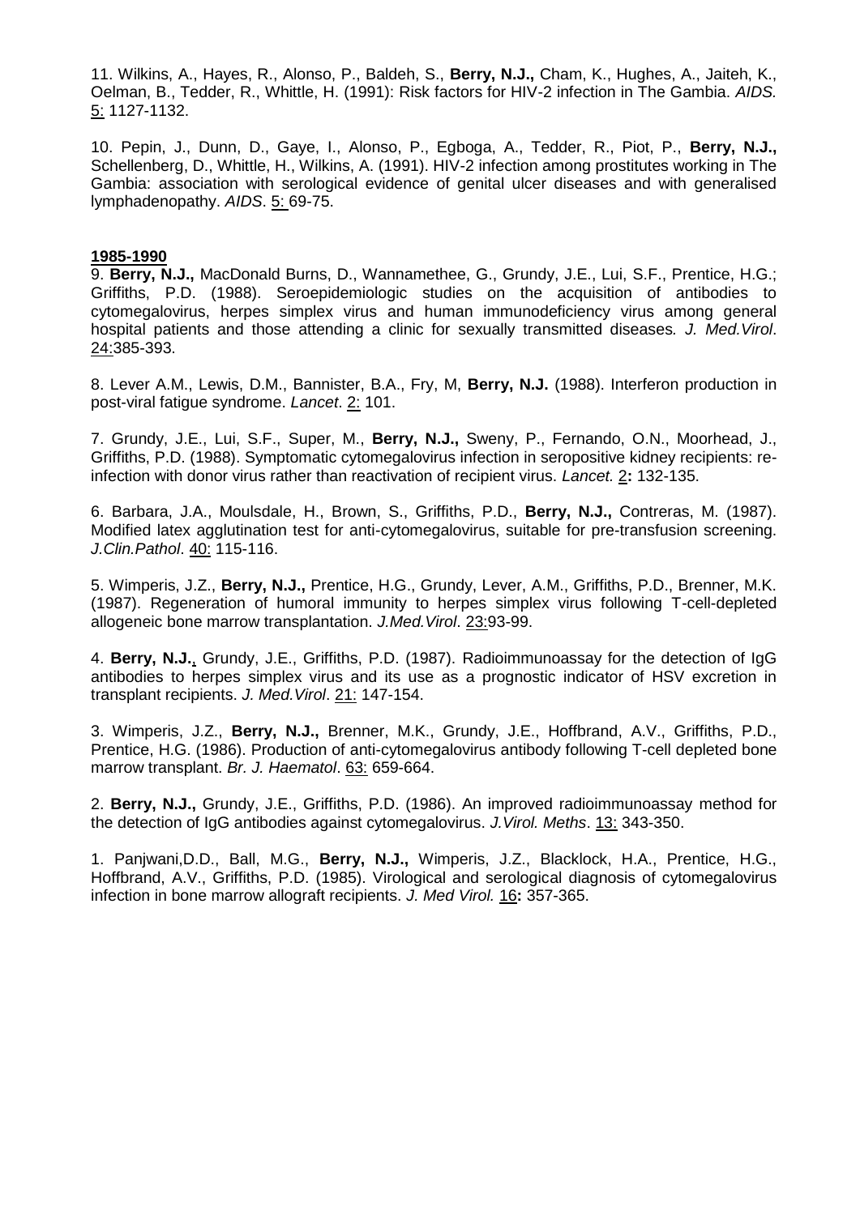11. Wilkins, A., Hayes, R., Alonso, P., Baldeh, S., **Berry, N.J.,** Cham, K., Hughes, A., Jaiteh, K., Oelman, B., Tedder, R., Whittle, H. (1991): Risk factors for HIV-2 infection in The Gambia. *AIDS.* 5: 1127-1132.

10. Pepin, J., Dunn, D., Gaye, I., Alonso, P., Egboga, A., Tedder, R., Piot, P., **Berry, N.J.,** Schellenberg, D., Whittle, H., Wilkins, A. (1991). HIV-2 infection among prostitutes working in The Gambia: association with serological evidence of genital ulcer diseases and with generalised lymphadenopathy. *AIDS*. 5: 69-75.

**1985-1990**

9. **Berry, N.J.,** MacDonald Burns, D., Wannamethee, G., Grundy, J.E., Lui, S.F., Prentice, H.G.; Griffiths, P.D. (1988). Seroepidemiologic studies on the acquisition of antibodies to cytomegalovirus, herpes simplex virus and human immunodeficiency virus among general hospital patients and those attending a clinic for sexually transmitted diseases*. J. Med.Virol*. 24:385-393.

8. Lever A.M., Lewis, D.M., Bannister, B.A., Fry, M, **Berry, N.J.** (1988). Interferon production in post-viral fatigue syndrome. *Lancet*. 2: 101.

7. Grundy, J.E., Lui, S.F., Super, M., **Berry, N.J.,** Sweny, P., Fernando, O.N., Moorhead, J., Griffiths, P.D. (1988). Symptomatic cytomegalovirus infection in seropositive kidney recipients: re-infection with donor virus rather than reactivation of recipient virus. *Lancet.* 2**:** 132-135.

6. Barbara, J.A., Moulsdale, H., Brown, S., Griffiths, P.D., **Berry, N.J.,** Contreras, M. (1987). Modified latex agglutination test for anti-cytomegalovirus, suitable for pre-transfusion screening. *J.Clin.Pathol*. 40: 115-116.

5. Wimperis, J.Z., **Berry, N.J.,** Prentice, H.G., Grundy, Lever, A.M., Griffiths, P.D., Brenner, M.K. (1987). Regeneration of humoral immunity to herpes simplex virus following T-cell-depleted allogeneic bone marrow transplantation. *J.Med.Virol*. 23:93-99.

4. **Berry, N.J.**, Grundy, J.E., Griffiths, P.D. (1987). Radioimmunoassay for the detection of IgG antibodies to herpes simplex virus and its use as a prognostic indicator of HSV excretion in transplant recipients. *J. Med.Virol*. 21: 147-154.

3. Wimperis, J.Z., **Berry, N.J.,** Brenner, M.K., Grundy, J.E., Hoffbrand, A.V., Griffiths, P.D., Prentice, H.G. (1986). Production of anti-cytomegalovirus antibody following T-cell depleted bone marrow transplant. *Br. J. Haematol*. 63: 659-664.

2. **Berry, N.J.,** Grundy, J.E., Griffiths, P.D. (1986). An improved radioimmunoassay method for the detection of IgG antibodies against cytomegalovirus. *J.Virol. Meths*. 13: 343-350.

1. Panjwani,D.D., Ball, M.G., **Berry, N.J.,** Wimperis, J.Z., Blacklock, H.A., Prentice, H.G., Hoffbrand, A.V., Griffiths, P.D. (1985). Virological and serological diagnosis of cytomegalovirus infection in bone marrow allograft recipients. *J. Med Virol.* 16**:** 357-365.